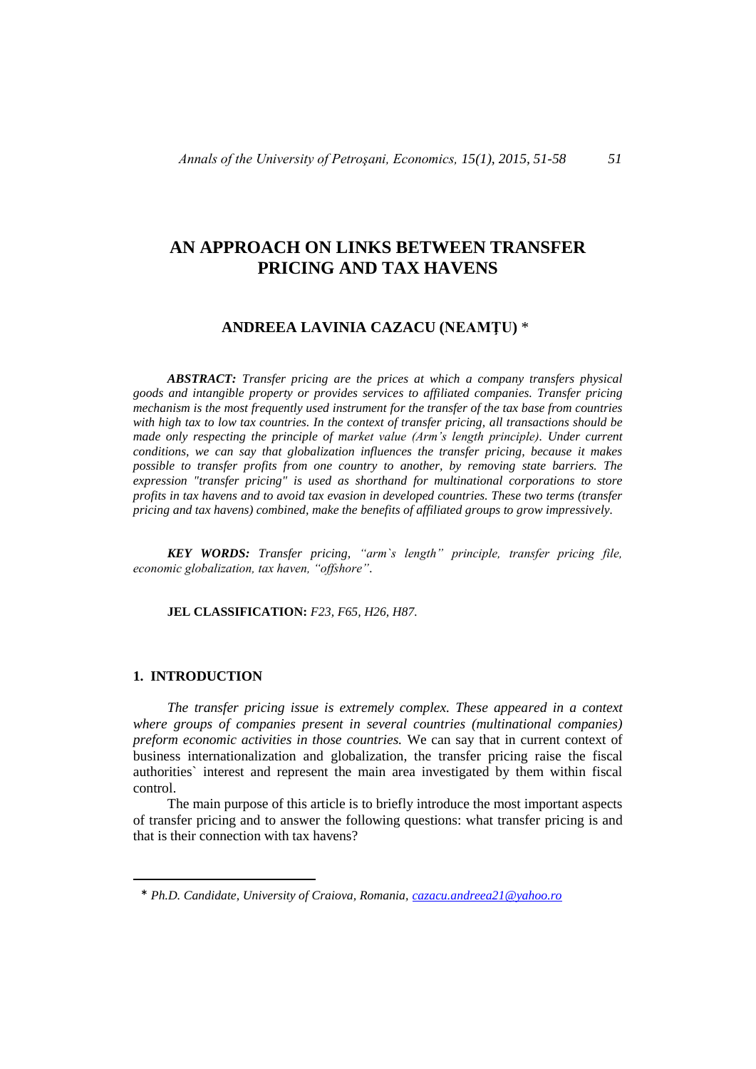# AN APPROACH ON LINKS BETWEEN TRANSFER PRICING AND TAX HAVENS

**ANDREEA LAVINIA CAZACU (NEAMȚU)** *

***ABSTRACT:*** *Transfer pricing are the prices at which a company transfers physical goods and intangible property or provides services to affiliated companies. Transfer pricing mechanism is the most frequently used instrument for the transfer of the tax base from countries with high tax to low tax countries. In the context of transfer pricing, all transactions should be made only respecting the principle of market value (Arm's length principle). Under current conditions, we can say that globalization influences the transfer pricing, because it makes possible to transfer profits from one country to another, by removing state barriers. The expression "transfer pricing" is used as shorthand for multinational corporations to store profits in tax havens and to avoid tax evasion in developed countries. These two terms (transfer pricing and tax havens) combined, make the benefits of affiliated groups to grow impressively.*

***KEY WORDS:*** *Transfer pricing, "arm`s length" principle, transfer pricing file, economic globalization, tax haven, "offshore".*

**JEL CLASSIFICATION:** *F23, F65, H26, H87.*

## 1. INTRODUCTION

*The transfer pricing issue is extremely complex. These appeared in a context where groups of companies present in several countries (multinational companies) preform economic activities in those countries.* We can say that in current context of business internationalization and globalization, the transfer pricing raise the fiscal authorities` interest and represent the main area investigated by them within fiscal control.

The main purpose of this article is to briefly introduce the most important aspects of transfer pricing and to answer the following questions: what transfer pricing is and that is their connection with tax havens?

---

* *Ph.D. Candidate, University of Craiova, Romania, cazacu.andreea21@yahoo.ro*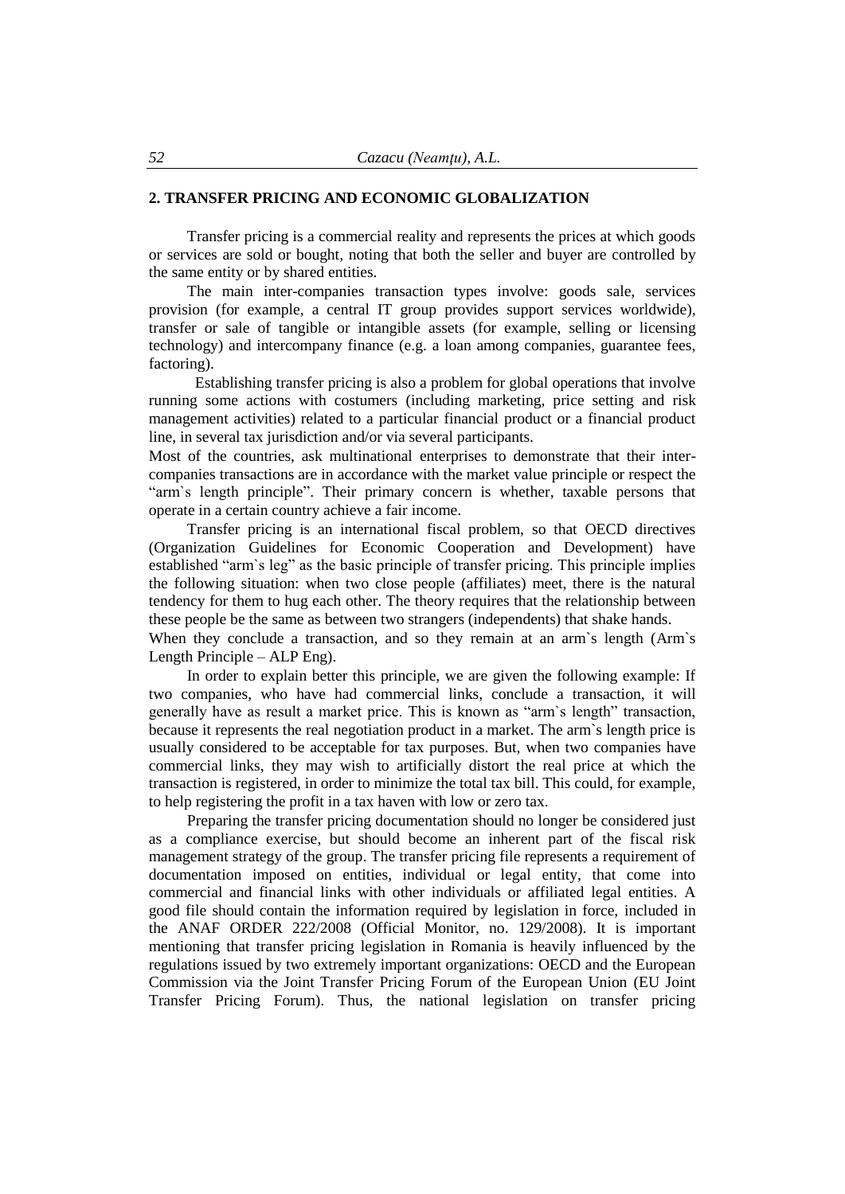## 2. TRANSFER PRICING AND ECONOMIC GLOBALIZATION

Transfer pricing is a commercial reality and represents the prices at which goods or services are sold or bought, noting that both the seller and buyer are controlled by the same entity or by shared entities.

The main inter-companies transaction types involve: goods sale, services provision (for example, a central IT group provides support services worldwide), transfer or sale of tangible or intangible assets (for example, selling or licensing technology) and intercompany finance (e.g. a loan among companies, guarantee fees, factoring).

Establishing transfer pricing is also a problem for global operations that involve running some actions with costumers (including marketing, price setting and risk management activities) related to a particular financial product or a financial product line, in several tax jurisdiction and/or via several participants.

Most of the countries, ask multinational enterprises to demonstrate that their inter-companies transactions are in accordance with the market value principle or respect the "arm`s length principle". Their primary concern is whether, taxable persons that operate in a certain country achieve a fair income.

Transfer pricing is an international fiscal problem, so that OECD directives (Organization Guidelines for Economic Cooperation and Development) have established "arm`s leg" as the basic principle of transfer pricing. This principle implies the following situation: when two close people (affiliates) meet, there is the natural tendency for them to hug each other. The theory requires that the relationship between these people be the same as between two strangers (independents) that shake hands.

When they conclude a transaction, and so they remain at an arm`s length (Arm`s Length Principle – ALP Eng).

In order to explain better this principle, we are given the following example: If two companies, who have had commercial links, conclude a transaction, it will generally have as result a market price. This is known as "arm`s length" transaction, because it represents the real negotiation product in a market. The arm`s length price is usually considered to be acceptable for tax purposes. But, when two companies have commercial links, they may wish to artificially distort the real price at which the transaction is registered, in order to minimize the total tax bill. This could, for example, to help registering the profit in a tax haven with low or zero tax.

Preparing the transfer pricing documentation should no longer be considered just as a compliance exercise, but should become an inherent part of the fiscal risk management strategy of the group. The transfer pricing file represents a requirement of documentation imposed on entities, individual or legal entity, that come into commercial and financial links with other individuals or affiliated legal entities. A good file should contain the information required by legislation in force, included in the ANAF ORDER 222/2008 (Official Monitor, no. 129/2008). It is important mentioning that transfer pricing legislation in Romania is heavily influenced by the regulations issued by two extremely important organizations: OECD and the European Commission via the Joint Transfer Pricing Forum of the European Union (EU Joint Transfer Pricing Forum). Thus, the national legislation on transfer pricing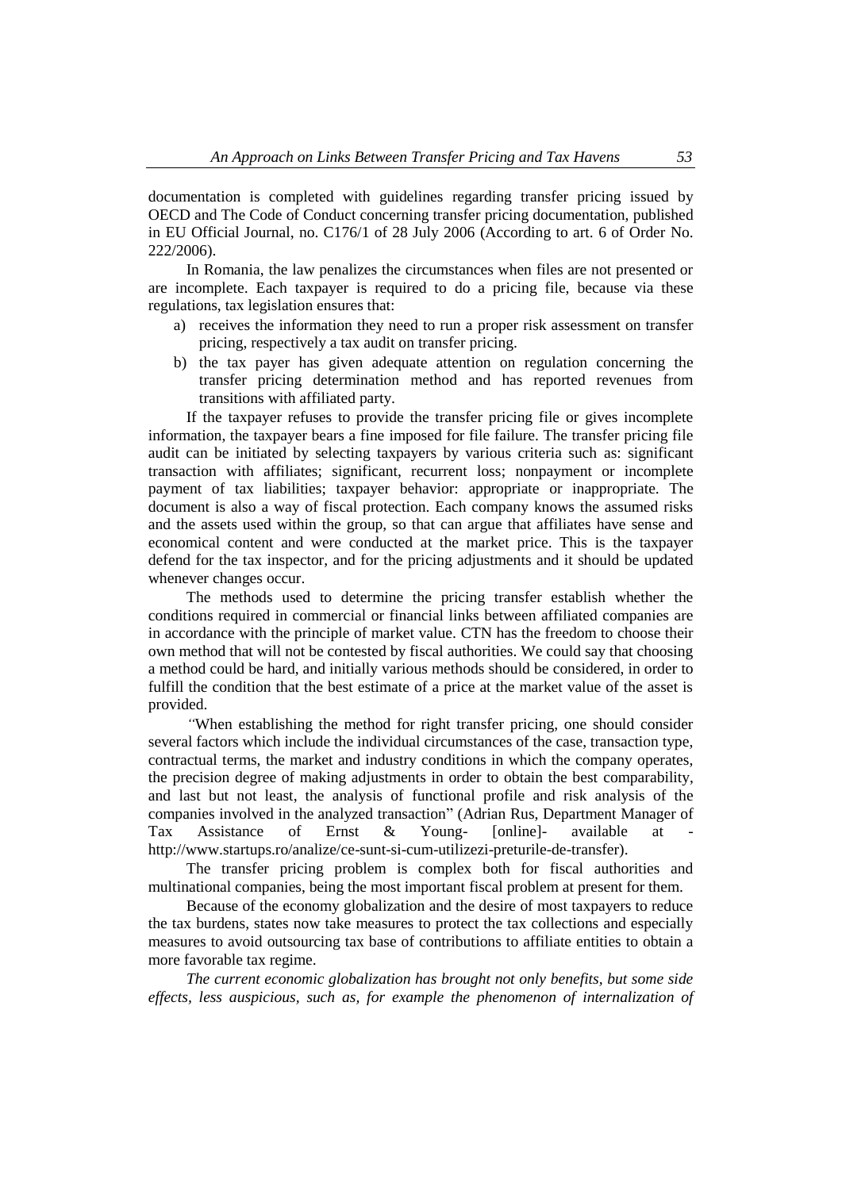documentation is completed with guidelines regarding transfer pricing issued by OECD and The Code of Conduct concerning transfer pricing documentation, published in EU Official Journal, no. C176/1 of 28 July 2006 (According to art. 6 of Order No. 222/2006).

In Romania, the law penalizes the circumstances when files are not presented or are incomplete. Each taxpayer is required to do a pricing file, because via these regulations, tax legislation ensures that:

a) receives the information they need to run a proper risk assessment on transfer pricing, respectively a tax audit on transfer pricing.
b) the tax payer has given adequate attention on regulation concerning the transfer pricing determination method and has reported revenues from transitions with affiliated party.

If the taxpayer refuses to provide the transfer pricing file or gives incomplete information, the taxpayer bears a fine imposed for file failure. The transfer pricing file audit can be initiated by selecting taxpayers by various criteria such as: significant transaction with affiliates; significant, recurrent loss; nonpayment or incomplete payment of tax liabilities; taxpayer behavior: appropriate or inappropriate. The document is also a way of fiscal protection. Each company knows the assumed risks and the assets used within the group, so that can argue that affiliates have sense and economical content and were conducted at the market price. This is the taxpayer defend for the tax inspector, and for the pricing adjustments and it should be updated whenever changes occur.

The methods used to determine the pricing transfer establish whether the conditions required in commercial or financial links between affiliated companies are in accordance with the principle of market value. CTN has the freedom to choose their own method that will not be contested by fiscal authorities. We could say that choosing a method could be hard, and initially various methods should be considered, in order to fulfill the condition that the best estimate of a price at the market value of the asset is provided.

"When establishing the method for right transfer pricing, one should consider several factors which include the individual circumstances of the case, transaction type, contractual terms, the market and industry conditions in which the company operates, the precision degree of making adjustments in order to obtain the best comparability, and last but not least, the analysis of functional profile and risk analysis of the companies involved in the analyzed transaction" (Adrian Rus, Department Manager of Tax Assistance of Ernst & Young- [online]- available at - http://www.startups.ro/analize/ce-sunt-si-cum-utilizezi-preturile-de-transfer).

The transfer pricing problem is complex both for fiscal authorities and multinational companies, being the most important fiscal problem at present for them.

Because of the economy globalization and the desire of most taxpayers to reduce the tax burdens, states now take measures to protect the tax collections and especially measures to avoid outsourcing tax base of contributions to affiliate entities to obtain a more favorable tax regime.

*The current economic globalization has brought not only benefits, but some side effects, less auspicious, such as, for example the phenomenon of internalization of*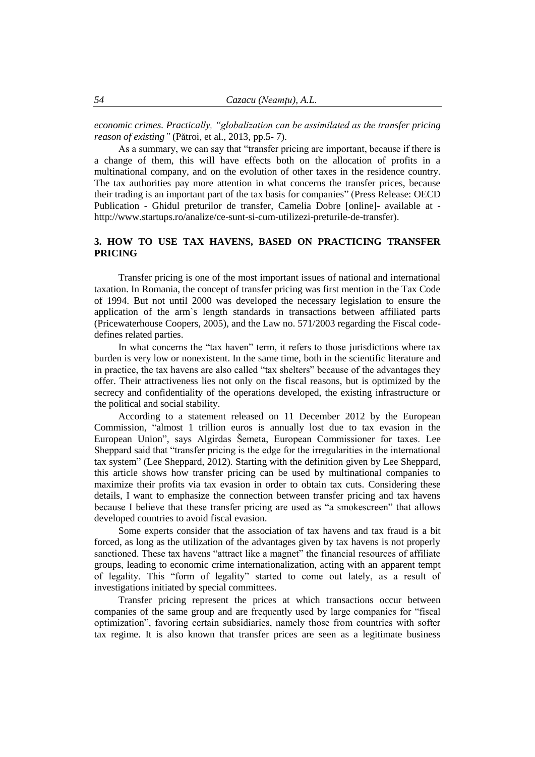*economic crimes. Practically, "globalization can be assimilated as the transfer pricing reason of existing"* (Pătroi, et al., 2013, pp.5- 7).

As a summary, we can say that "transfer pricing are important, because if there is a change of them, this will have effects both on the allocation of profits in a multinational company, and on the evolution of other taxes in the residence country. The tax authorities pay more attention in what concerns the transfer prices, because their trading is an important part of the tax basis for companies" (Press Release: OECD Publication - Ghidul preturilor de transfer, Camelia Dobre [online]- available at - http://www.startups.ro/analize/ce-sunt-si-cum-utilizezi-preturile-de-transfer).

## 3. HOW TO USE TAX HAVENS, BASED ON PRACTICING TRANSFER PRICING

Transfer pricing is one of the most important issues of national and international taxation. In Romania, the concept of transfer pricing was first mention in the Tax Code of 1994. But not until 2000 was developed the necessary legislation to ensure the application of the arm`s length standards in transactions between affiliated parts (Pricewaterhouse Coopers, 2005), and the Law no. 571/2003 regarding the Fiscal code- defines related parties.

In what concerns the "tax haven" term, it refers to those jurisdictions where tax burden is very low or nonexistent. In the same time, both in the scientific literature and in practice, the tax havens are also called "tax shelters" because of the advantages they offer. Their attractiveness lies not only on the fiscal reasons, but is optimized by the secrecy and confidentiality of the operations developed, the existing infrastructure or the political and social stability.

According to a statement released on 11 December 2012 by the European Commission, "almost 1 trillion euros is annually lost due to tax evasion in the European Union", says Algirdas Šemeta, European Commissioner for taxes. Lee Sheppard said that "transfer pricing is the edge for the irregularities in the international tax system" (Lee Sheppard, 2012). Starting with the definition given by Lee Sheppard, this article shows how transfer pricing can be used by multinational companies to maximize their profits via tax evasion in order to obtain tax cuts. Considering these details, I want to emphasize the connection between transfer pricing and tax havens because I believe that these transfer pricing are used as "a smokescreen" that allows developed countries to avoid fiscal evasion.

Some experts consider that the association of tax havens and tax fraud is a bit forced, as long as the utilization of the advantages given by tax havens is not properly sanctioned. These tax havens "attract like a magnet" the financial resources of affiliate groups, leading to economic crime internationalization, acting with an apparent tempt of legality. This "form of legality" started to come out lately, as a result of investigations initiated by special committees.

Transfer pricing represent the prices at which transactions occur between companies of the same group and are frequently used by large companies for "fiscal optimization", favoring certain subsidiaries, namely those from countries with softer tax regime. It is also known that transfer prices are seen as a legitimate business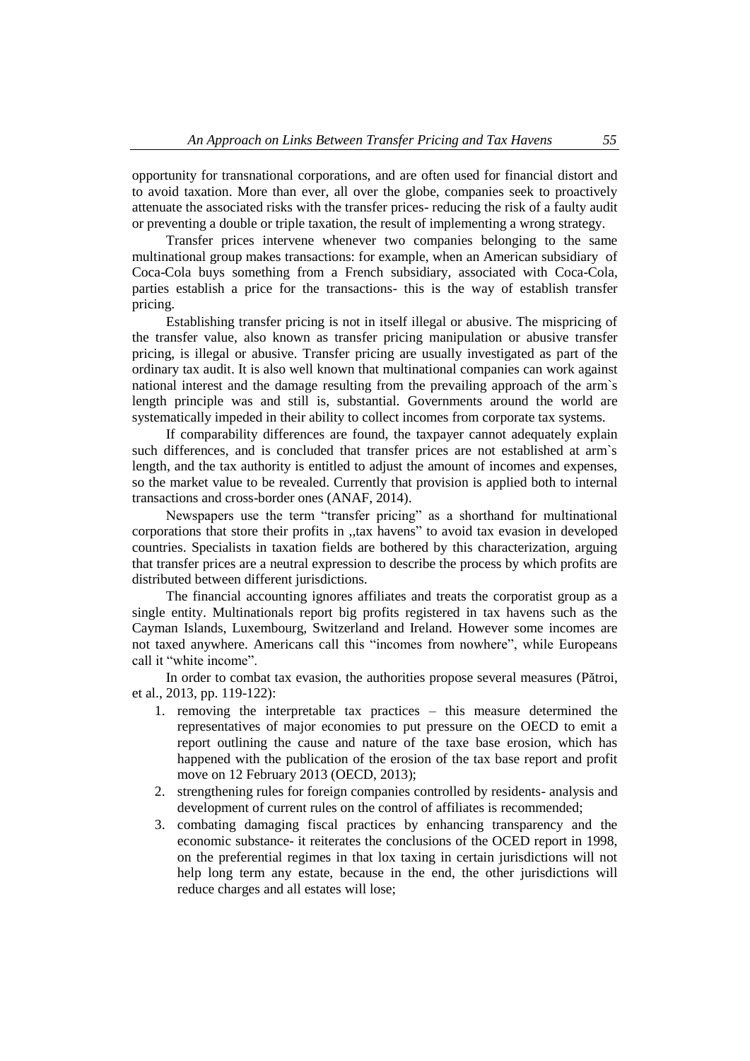opportunity for transnational corporations, and are often used for financial distort and to avoid taxation. More than ever, all over the globe, companies seek to proactively attenuate the associated risks with the transfer prices- reducing the risk of a faulty audit or preventing a double or triple taxation, the result of implementing a wrong strategy.

Transfer prices intervene whenever two companies belonging to the same multinational group makes transactions: for example, when an American subsidiary of Coca-Cola buys something from a French subsidiary, associated with Coca-Cola, parties establish a price for the transactions- this is the way of establish transfer pricing.

Establishing transfer pricing is not in itself illegal or abusive. The mispricing of the transfer value, also known as transfer pricing manipulation or abusive transfer pricing, is illegal or abusive. Transfer pricing are usually investigated as part of the ordinary tax audit. It is also well known that multinational companies can work against national interest and the damage resulting from the prevailing approach of the arm`s length principle was and still is, substantial. Governments around the world are systematically impeded in their ability to collect incomes from corporate tax systems.

If comparability differences are found, the taxpayer cannot adequately explain such differences, and is concluded that transfer prices are not established at arm`s length, and the tax authority is entitled to adjust the amount of incomes and expenses, so the market value to be revealed. Currently that provision is applied both to internal transactions and cross-border ones (ANAF, 2014).

Newspapers use the term "transfer pricing" as a shorthand for multinational corporations that store their profits in ,,tax havens" to avoid tax evasion in developed countries. Specialists in taxation fields are bothered by this characterization, arguing that transfer prices are a neutral expression to describe the process by which profits are distributed between different jurisdictions.

The financial accounting ignores affiliates and treats the corporatist group as a single entity. Multinationals report big profits registered in tax havens such as the Cayman Islands, Luxembourg, Switzerland and Ireland. However some incomes are not taxed anywhere. Americans call this "incomes from nowhere", while Europeans call it "white income".

In order to combat tax evasion, the authorities propose several measures (Pătroi, et al., 2013, pp. 119-122):

1. removing the interpretable tax practices – this measure determined the representatives of major economies to put pressure on the OECD to emit a report outlining the cause and nature of the taxe base erosion, which has happened with the publication of the erosion of the tax base report and profit move on 12 February 2013 (OECD, 2013);
2. strengthening rules for foreign companies controlled by residents- analysis and development of current rules on the control of affiliates is recommended;
3. combating damaging fiscal practices by enhancing transparency and the economic substance- it reiterates the conclusions of the OCED report in 1998, on the preferential regimes in that lox taxing in certain jurisdictions will not help long term any estate, because in the end, the other jurisdictions will reduce charges and all estates will lose;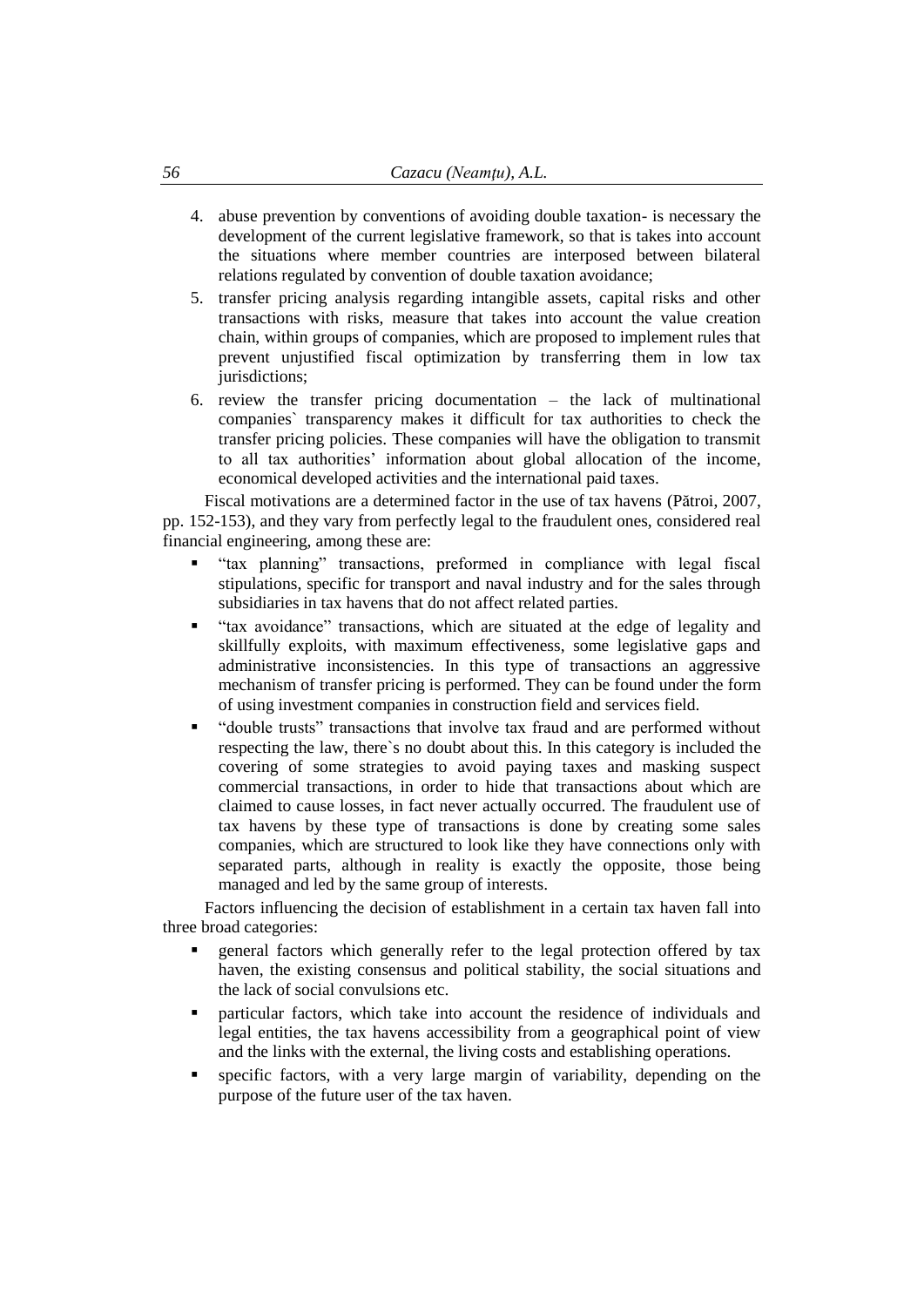4. abuse prevention by conventions of avoiding double taxation- is necessary the development of the current legislative framework, so that is takes into account the situations where member countries are interposed between bilateral relations regulated by convention of double taxation avoidance;
5. transfer pricing analysis regarding intangible assets, capital risks and other transactions with risks, measure that takes into account the value creation chain, within groups of companies, which are proposed to implement rules that prevent unjustified fiscal optimization by transferring them in low tax jurisdictions;
6. review the transfer pricing documentation – the lack of multinational companies` transparency makes it difficult for tax authorities to check the transfer pricing policies. These companies will have the obligation to transmit to all tax authorities' information about global allocation of the income, economical developed activities and the international paid taxes.

Fiscal motivations are a determined factor in the use of tax havens (Pătroi, 2007, pp. 152-153), and they vary from perfectly legal to the fraudulent ones, considered real financial engineering, among these are:

- "tax planning" transactions, preformed in compliance with legal fiscal stipulations, specific for transport and naval industry and for the sales through subsidiaries in tax havens that do not affect related parties.
- "tax avoidance" transactions, which are situated at the edge of legality and skillfully exploits, with maximum effectiveness, some legislative gaps and administrative inconsistencies. In this type of transactions an aggressive mechanism of transfer pricing is performed. They can be found under the form of using investment companies in construction field and services field.
- "double trusts" transactions that involve tax fraud and are performed without respecting the law, there`s no doubt about this. In this category is included the covering of some strategies to avoid paying taxes and masking suspect commercial transactions, in order to hide that transactions about which are claimed to cause losses, in fact never actually occurred. The fraudulent use of tax havens by these type of transactions is done by creating some sales companies, which are structured to look like they have connections only with separated parts, although in reality is exactly the opposite, those being managed and led by the same group of interests.

Factors influencing the decision of establishment in a certain tax haven fall into three broad categories:

- general factors which generally refer to the legal protection offered by tax haven, the existing consensus and political stability, the social situations and the lack of social convulsions etc.
- particular factors, which take into account the residence of individuals and legal entities, the tax havens accessibility from a geographical point of view and the links with the external, the living costs and establishing operations.
- specific factors, with a very large margin of variability, depending on the purpose of the future user of the tax haven.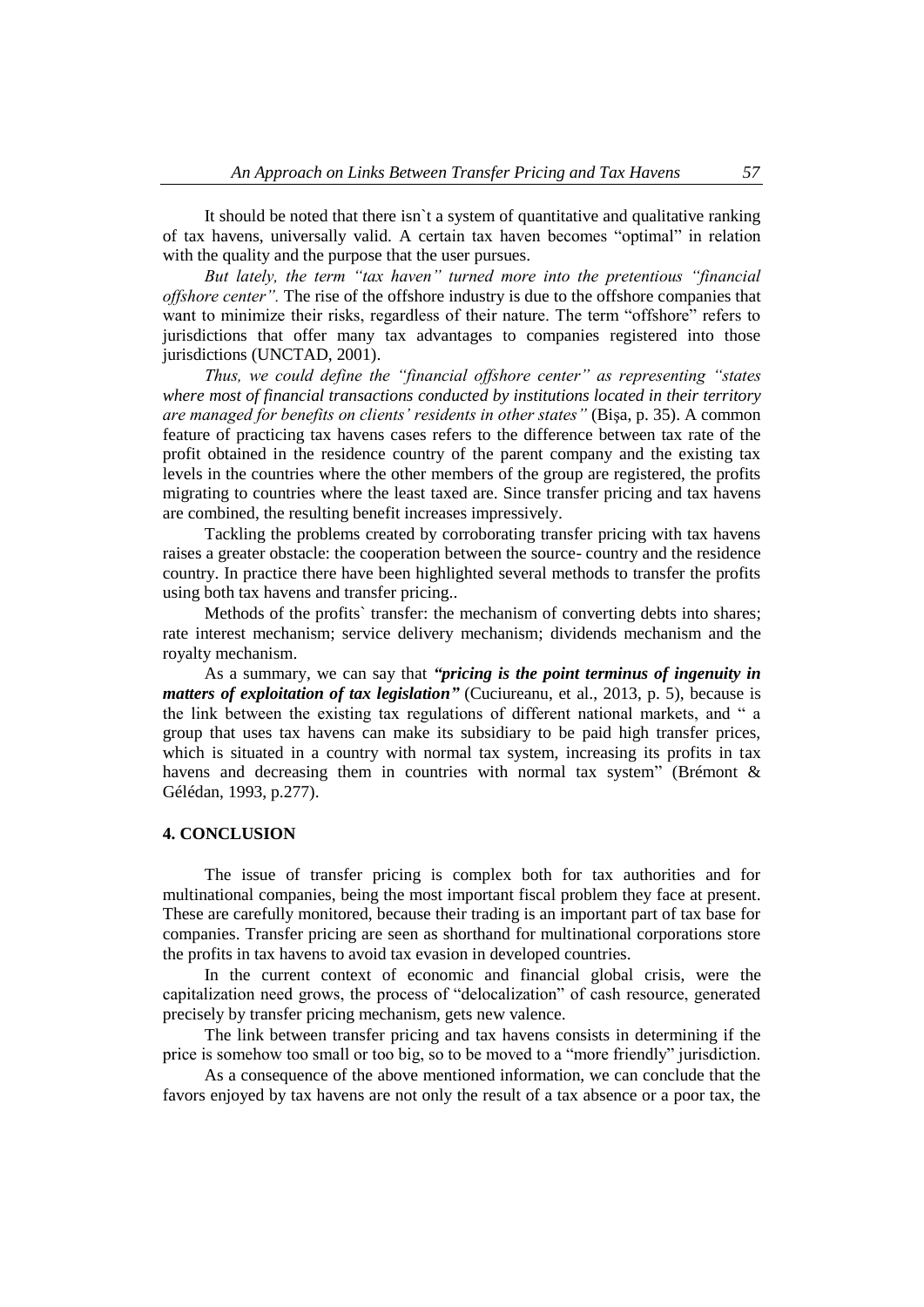It should be noted that there isn`t a system of quantitative and qualitative ranking of tax havens, universally valid. A certain tax haven becomes "optimal" in relation with the quality and the purpose that the user pursues.

*But lately, the term "tax haven" turned more into the pretentious "financial offshore center".* The rise of the offshore industry is due to the offshore companies that want to minimize their risks, regardless of their nature. The term "offshore" refers to jurisdictions that offer many tax advantages to companies registered into those jurisdictions (UNCTAD, 2001).

*Thus, we could define the "financial offshore center" as representing "states where most of financial transactions conducted by institutions located in their territory are managed for benefits on clients' residents in other states"* (Bişa, p. 35). A common feature of practicing tax havens cases refers to the difference between tax rate of the profit obtained in the residence country of the parent company and the existing tax levels in the countries where the other members of the group are registered, the profits migrating to countries where the least taxed are. Since transfer pricing and tax havens are combined, the resulting benefit increases impressively.

Tackling the problems created by corroborating transfer pricing with tax havens raises a greater obstacle: the cooperation between the source- country and the residence country. In practice there have been highlighted several methods to transfer the profits using both tax havens and transfer pricing..

Methods of the profits` transfer: the mechanism of converting debts into shares; rate interest mechanism; service delivery mechanism; dividends mechanism and the royalty mechanism.

As a summary, we can say that ***"pricing is the point terminus of ingenuity in matters of exploitation of tax legislation"*** (Cuciureanu, et al., 2013, p. 5), because is the link between the existing tax regulations of different national markets, and " a group that uses tax havens can make its subsidiary to be paid high transfer prices, which is situated in a country with normal tax system, increasing its profits in tax havens and decreasing them in countries with normal tax system" (Brémont & Gélédan, 1993, p.277).

## 4. CONCLUSION

The issue of transfer pricing is complex both for tax authorities and for multinational companies, being the most important fiscal problem they face at present. These are carefully monitored, because their trading is an important part of tax base for companies. Transfer pricing are seen as shorthand for multinational corporations store the profits in tax havens to avoid tax evasion in developed countries.

In the current context of economic and financial global crisis, were the capitalization need grows, the process of "delocalization" of cash resource, generated precisely by transfer pricing mechanism, gets new valence.

The link between transfer pricing and tax havens consists in determining if the price is somehow too small or too big, so to be moved to a "more friendly" jurisdiction.

As a consequence of the above mentioned information, we can conclude that the favors enjoyed by tax havens are not only the result of a tax absence or a poor tax, the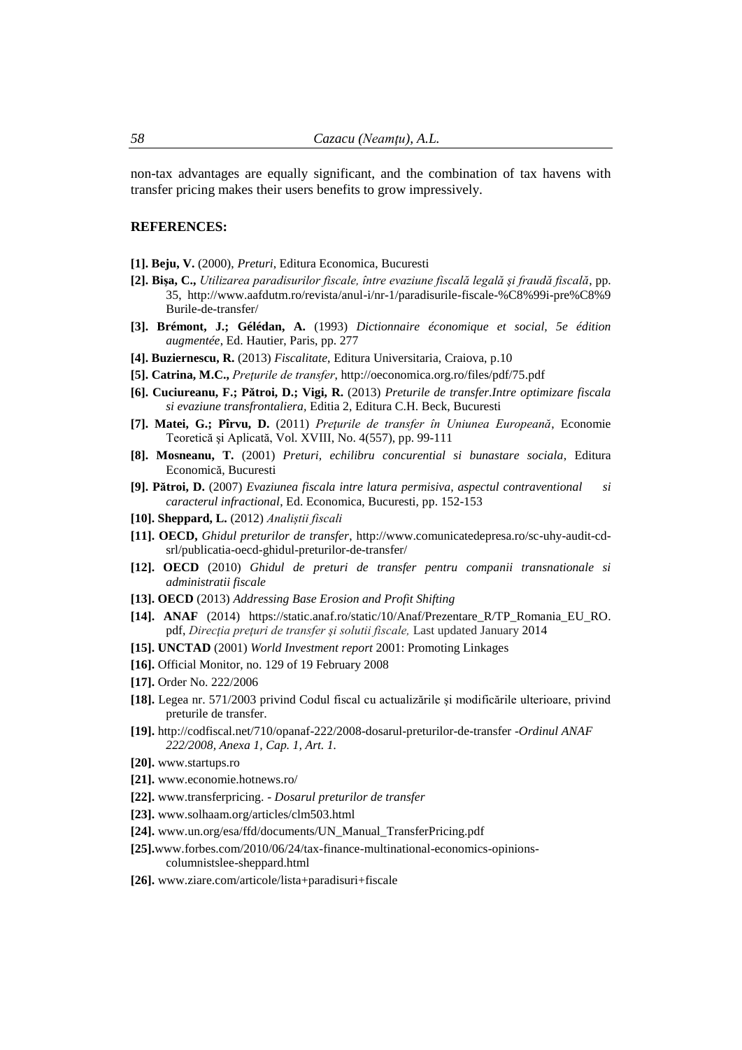non-tax advantages are equally significant, and the combination of tax havens with transfer pricing makes their users benefits to grow impressively.

**REFERENCES:**

**[1]. Beju, V.** (2000), *Preturi*, Editura Economica, Bucuresti

**[2]. Bişa, C.,** *Utilizarea paradisurilor fiscale, între evaziune fiscală legală şi fraudă fiscală*, pp. 35, http://www.aafdutm.ro/revista/anul-i/nr-1/paradisurile-fiscale-%C8%99i-pre%C8%9Burile-de-transfer/

**[3]. Brémont, J.; Gélédan, A.** (1993) *Dictionnaire économique et social, 5e édition augmentée*, Ed. Hautier, Paris, pp. 277

**[4]. Buziernescu, R.** (2013) *Fiscalitate*, Editura Universitaria, Craiova, p.10

**[5]. Catrina, M.C.,** *Preţurile de transfer*, http://oeconomica.org.ro/files/pdf/75.pdf

**[6]. Cuciureanu, F.; Pătroi, D.; Vigi, R.** (2013) *Preturile de transfer.Intre optimizare fiscala si evaziune transfrontaliera*, Editia 2, Editura C.H. Beck, Bucuresti

**[7]. Matei, G.; Pîrvu, D.** (2011) *Preţurile de transfer în Uniunea Europeană*, Economie Teoretică şi Aplicată, Vol. XVIII, No. 4(557), pp. 99-111

**[8]. Mosneanu, T.** (2001) *Preturi, echilibru concurential si bunastare sociala*, Editura Economică, Bucuresti

**[9]. Pătroi, D.** (2007) *Evaziunea fiscala intre latura permisiva, aspectul contraventional si caracterul infractional*, Ed. Economica, Bucuresti, pp. 152-153

**[10]. Sheppard, L.** (2012) *Analiştii fiscali*

**[11]. OECD,** *Ghidul preturilor de transfer*, http://www.comunicatedepresa.ro/sc-uhy-audit-cd-srl/publicatia-oecd-ghidul-preturilor-de-transfer/

**[12]. OECD** (2010) *Ghidul de preturi de transfer pentru companii transnationale si administratii fiscale*

**[13]. OECD** (2013) *Addressing Base Erosion and Profit Shifting*

**[14]. ANAF** (2014) https://static.anaf.ro/static/10/Anaf/Prezentare_R/TP_Romania_EU_RO.pdf, *Direcţia preţuri de transfer şi solutii fiscale,* Last updated January 2014

**[15]. UNCTAD** (2001) *World Investment report* 2001: Promoting Linkages

**[16].** Official Monitor, no. 129 of 19 February 2008

**[17].** Order No. 222/2006

**[18].** Legea nr. 571/2003 privind Codul fiscal cu actualizările şi modificările ulterioare, privind preturile de transfer.

**[19].** http://codfiscal.net/710/opanaf-222/2008-dosarul-preturilor-de-transfer -*Ordinul ANAF 222/2008, Anexa 1, Cap. 1, Art. 1.*

**[20].** www.startups.ro

**[21].** www.economie.hotnews.ro/

**[22].** www.transferpricing. - *Dosarul preturilor de transfer*

**[23].** www.solhaam.org/articles/clm503.html

**[24].** www.un.org/esa/ffd/documents/UN_Manual_TransferPricing.pdf

**[25].**www.forbes.com/2010/06/24/tax-finance-multinational-economics-opinions-columnistslee-sheppard.html

**[26].** www.ziare.com/articole/lista+paradisuri+fiscale